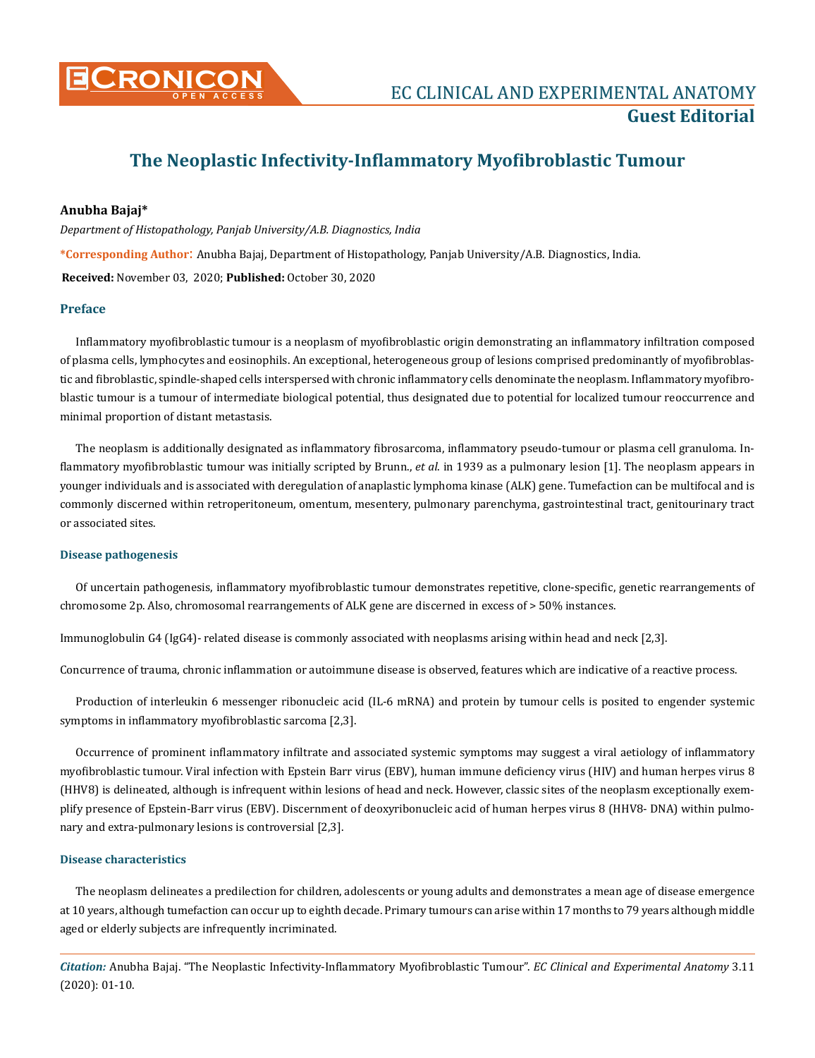# The Neoplastic Infectivity-Inflammatory Myofibroblastic Tumour

**Anubha Bajaj***

*Department of Histopathology, Panjab University/A.B. Diagnostics, India*

**\*Corresponding Author**: Anubha Bajaj, Department of Histopathology, Panjab University/A.B. Diagnostics, India.

**Received:** November 03, 2020; **Published:** October 30, 2020

## Preface

Inflammatory myofibroblastic tumour is a neoplasm of myofibroblastic origin demonstrating an inflammatory infiltration composed of plasma cells, lymphocytes and eosinophils. An exceptional, heterogeneous group of lesions comprised predominantly of myofibroblastic and fibroblastic, spindle-shaped cells interspersed with chronic inflammatory cells denominate the neoplasm. Inflammatory myofibroblastic tumour is a tumour of intermediate biological potential, thus designated due to potential for localized tumour reoccurrence and minimal proportion of distant metastasis.

The neoplasm is additionally designated as inflammatory fibrosarcoma, inflammatory pseudo-tumour or plasma cell granuloma. Inflammatory myofibroblastic tumour was initially scripted by Brunn., *et al*. in 1939 as a pulmonary lesion [1]. The neoplasm appears in younger individuals and is associated with deregulation of anaplastic lymphoma kinase (ALK) gene. Tumefaction can be multifocal and is commonly discerned within retroperitoneum, omentum, mesentery, pulmonary parenchyma, gastrointestinal tract, genitourinary tract or associated sites.

### Disease pathogenesis

Of uncertain pathogenesis, inflammatory myofibroblastic tumour demonstrates repetitive, clone-specific, genetic rearrangements of chromosome 2p. Also, chromosomal rearrangements of ALK gene are discerned in excess of > 50% instances.

Immunoglobulin G4 (IgG4)- related disease is commonly associated with neoplasms arising within head and neck [2,3].

Concurrence of trauma, chronic inflammation or autoimmune disease is observed, features which are indicative of a reactive process.

Production of interleukin 6 messenger ribonucleic acid (IL-6 mRNA) and protein by tumour cells is posited to engender systemic symptoms in inflammatory myofibroblastic sarcoma [2,3].

Occurrence of prominent inflammatory infiltrate and associated systemic symptoms may suggest a viral aetiology of inflammatory myofibroblastic tumour. Viral infection with Epstein Barr virus (EBV), human immune deficiency virus (HIV) and human herpes virus 8 (HHV8) is delineated, although is infrequent within lesions of head and neck. However, classic sites of the neoplasm exceptionally exemplify presence of Epstein-Barr virus (EBV). Discernment of deoxyribonucleic acid of human herpes virus 8 (HHV8- DNA) within pulmonary and extra-pulmonary lesions is controversial [2,3].

### Disease characteristics

The neoplasm delineates a predilection for children, adolescents or young adults and demonstrates a mean age of disease emergence at 10 years, although tumefaction can occur up to eighth decade. Primary tumours can arise within 17 months to 79 years although middle aged or elderly subjects are infrequently incriminated.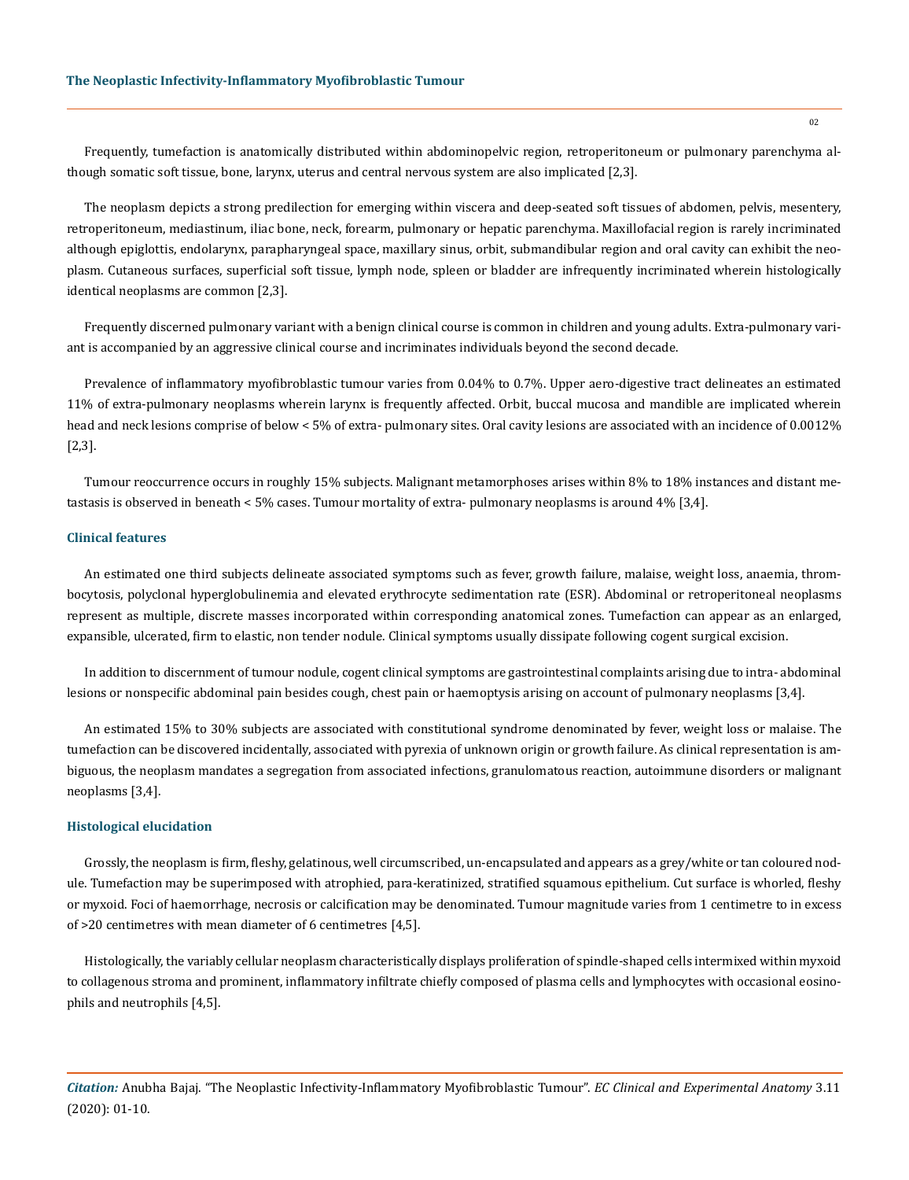Frequently, tumefaction is anatomically distributed within abdominopelvic region, retroperitoneum or pulmonary parenchyma although somatic soft tissue, bone, larynx, uterus and central nervous system are also implicated [2,3].

The neoplasm depicts a strong predilection for emerging within viscera and deep-seated soft tissues of abdomen, pelvis, mesentery, retroperitoneum, mediastinum, iliac bone, neck, forearm, pulmonary or hepatic parenchyma. Maxillofacial region is rarely incriminated although epiglottis, endolarynx, parapharyngeal space, maxillary sinus, orbit, submandibular region and oral cavity can exhibit the neoplasm. Cutaneous surfaces, superficial soft tissue, lymph node, spleen or bladder are infrequently incriminated wherein histologically identical neoplasms are common [2,3].

Frequently discerned pulmonary variant with a benign clinical course is common in children and young adults. Extra-pulmonary variant is accompanied by an aggressive clinical course and incriminates individuals beyond the second decade.

Prevalence of inflammatory myofibroblastic tumour varies from 0.04% to 0.7%. Upper aero-digestive tract delineates an estimated 11% of extra-pulmonary neoplasms wherein larynx is frequently affected. Orbit, buccal mucosa and mandible are implicated wherein head and neck lesions comprise of below < 5% of extra- pulmonary sites. Oral cavity lesions are associated with an incidence of 0.0012% [2,3].

Tumour reoccurrence occurs in roughly 15% subjects. Malignant metamorphoses arises within 8% to 18% instances and distant metastasis is observed in beneath < 5% cases. Tumour mortality of extra- pulmonary neoplasms is around 4% [3,4].

### Clinical features

An estimated one third subjects delineate associated symptoms such as fever, growth failure, malaise, weight loss, anaemia, thrombocytosis, polyclonal hyperglobulinemia and elevated erythrocyte sedimentation rate (ESR). Abdominal or retroperitoneal neoplasms represent as multiple, discrete masses incorporated within corresponding anatomical zones. Tumefaction can appear as an enlarged, expansible, ulcerated, firm to elastic, non tender nodule. Clinical symptoms usually dissipate following cogent surgical excision.

In addition to discernment of tumour nodule, cogent clinical symptoms are gastrointestinal complaints arising due to intra- abdominal lesions or nonspecific abdominal pain besides cough, chest pain or haemoptysis arising on account of pulmonary neoplasms [3,4].

An estimated 15% to 30% subjects are associated with constitutional syndrome denominated by fever, weight loss or malaise. The tumefaction can be discovered incidentally, associated with pyrexia of unknown origin or growth failure. As clinical representation is ambiguous, the neoplasm mandates a segregation from associated infections, granulomatous reaction, autoimmune disorders or malignant neoplasms [3,4].

### Histological elucidation

Grossly, the neoplasm is firm, fleshy, gelatinous, well circumscribed, un-encapsulated and appears as a grey/white or tan coloured nodule. Tumefaction may be superimposed with atrophied, para-keratinized, stratified squamous epithelium. Cut surface is whorled, fleshy or myxoid. Foci of haemorrhage, necrosis or calcification may be denominated. Tumour magnitude varies from 1 centimetre to in excess of >20 centimetres with mean diameter of 6 centimetres [4,5].

Histologically, the variably cellular neoplasm characteristically displays proliferation of spindle-shaped cells intermixed within myxoid to collagenous stroma and prominent, inflammatory infiltrate chiefly composed of plasma cells and lymphocytes with occasional eosinophils and neutrophils [4,5].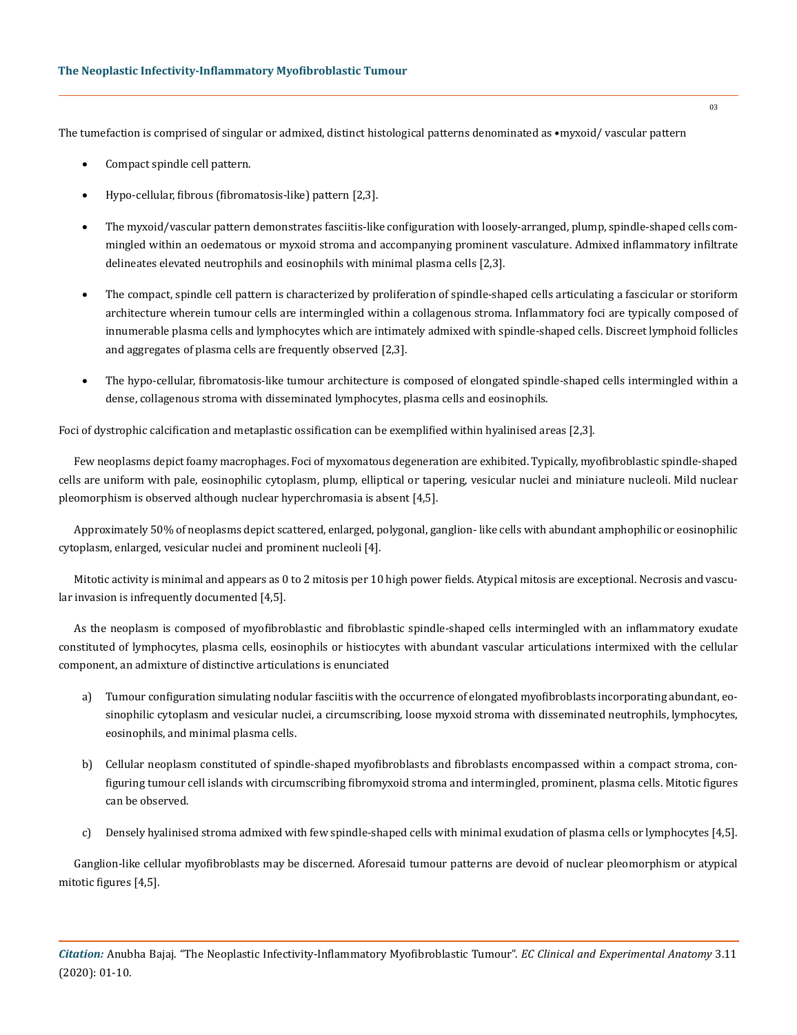The tumefaction is comprised of singular or admixed, distinct histological patterns denominated as •myxoid/ vascular pattern

- Compact spindle cell pattern.
- Hypo-cellular, fibrous (fibromatosis-like) pattern [2,3].
- The myxoid/vascular pattern demonstrates fasciitis-like configuration with loosely-arranged, plump, spindle-shaped cells commingled within an oedematous or myxoid stroma and accompanying prominent vasculature. Admixed inflammatory infiltrate delineates elevated neutrophils and eosinophils with minimal plasma cells [2,3].
- The compact, spindle cell pattern is characterized by proliferation of spindle-shaped cells articulating a fascicular or storiform architecture wherein tumour cells are intermingled within a collagenous stroma. Inflammatory foci are typically composed of innumerable plasma cells and lymphocytes which are intimately admixed with spindle-shaped cells. Discreet lymphoid follicles and aggregates of plasma cells are frequently observed [2,3].
- The hypo-cellular, fibromatosis-like tumour architecture is composed of elongated spindle-shaped cells intermingled within a dense, collagenous stroma with disseminated lymphocytes, plasma cells and eosinophils.

Foci of dystrophic calcification and metaplastic ossification can be exemplified within hyalinised areas [2,3].

Few neoplasms depict foamy macrophages. Foci of myxomatous degeneration are exhibited. Typically, myofibroblastic spindle-shaped cells are uniform with pale, eosinophilic cytoplasm, plump, elliptical or tapering, vesicular nuclei and miniature nucleoli. Mild nuclear pleomorphism is observed although nuclear hyperchromasia is absent [4,5].

Approximately 50% of neoplasms depict scattered, enlarged, polygonal, ganglion- like cells with abundant amphophilic or eosinophilic cytoplasm, enlarged, vesicular nuclei and prominent nucleoli [4].

Mitotic activity is minimal and appears as 0 to 2 mitosis per 10 high power fields. Atypical mitosis are exceptional. Necrosis and vascular invasion is infrequently documented [4,5].

As the neoplasm is composed of myofibroblastic and fibroblastic spindle-shaped cells intermingled with an inflammatory exudate constituted of lymphocytes, plasma cells, eosinophils or histiocytes with abundant vascular articulations intermixed with the cellular component, an admixture of distinctive articulations is enunciated

a) Tumour configuration simulating nodular fasciitis with the occurrence of elongated myofibroblasts incorporating abundant, eosinophilic cytoplasm and vesicular nuclei, a circumscribing, loose myxoid stroma with disseminated neutrophils, lymphocytes, eosinophils, and minimal plasma cells.

b) Cellular neoplasm constituted of spindle-shaped myofibroblasts and fibroblasts encompassed within a compact stroma, configuring tumour cell islands with circumscribing fibromyxoid stroma and intermingled, prominent, plasma cells. Mitotic figures can be observed.

c) Densely hyalinised stroma admixed with few spindle-shaped cells with minimal exudation of plasma cells or lymphocytes [4,5].

Ganglion-like cellular myofibroblasts may be discerned. Aforesaid tumour patterns are devoid of nuclear pleomorphism or atypical mitotic figures [4,5].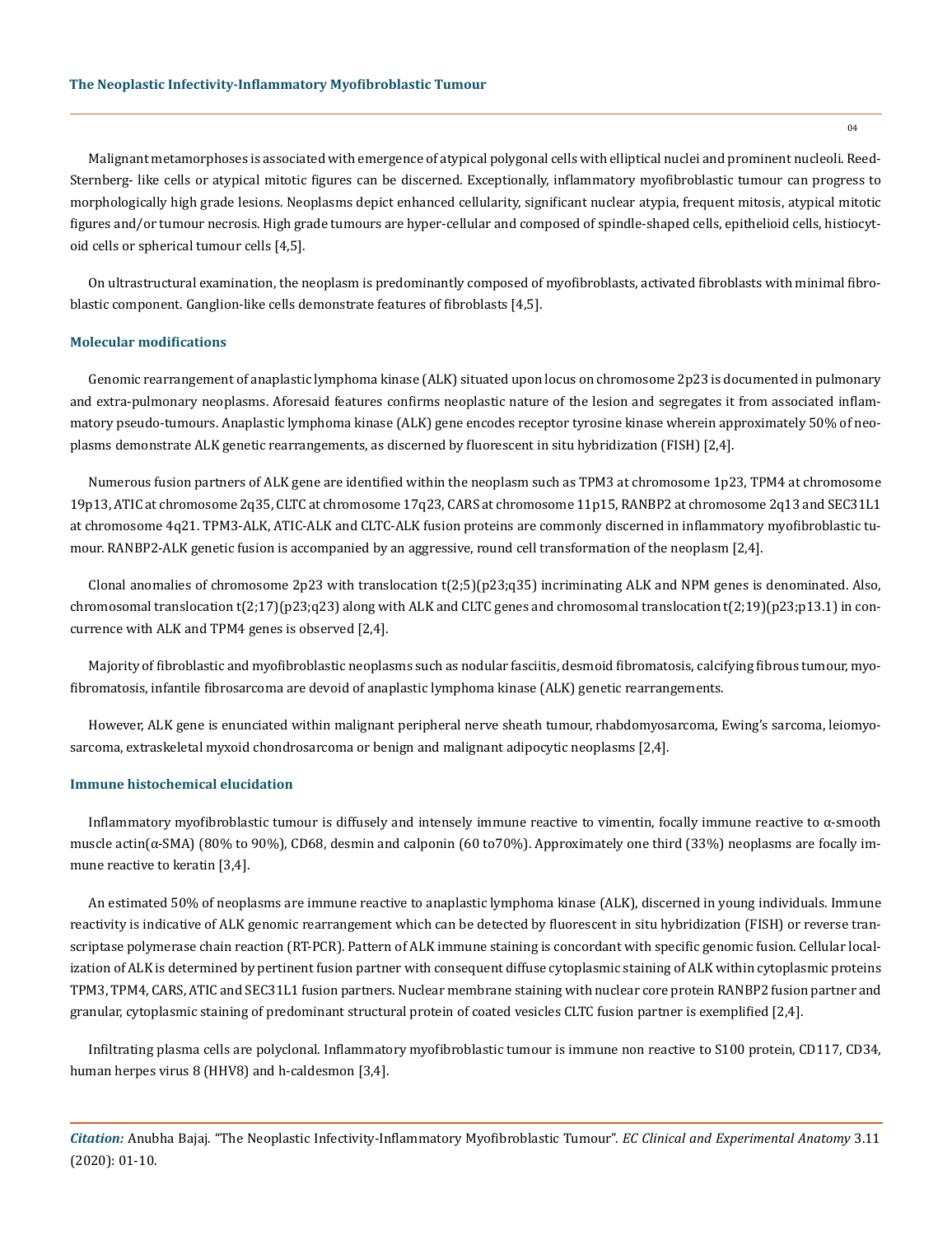Malignant metamorphoses is associated with emergence of atypical polygonal cells with elliptical nuclei and prominent nucleoli. Reed-Sternberg- like cells or atypical mitotic figures can be discerned. Exceptionally, inflammatory myofibroblastic tumour can progress to morphologically high grade lesions. Neoplasms depict enhanced cellularity, significant nuclear atypia, frequent mitosis, atypical mitotic figures and/or tumour necrosis. High grade tumours are hyper-cellular and composed of spindle-shaped cells, epithelioid cells, histiocytoid cells or spherical tumour cells [4,5].

On ultrastructural examination, the neoplasm is predominantly composed of myofibroblasts, activated fibroblasts with minimal fibroblastic component. Ganglion-like cells demonstrate features of fibroblasts [4,5].

### Molecular modifications

Genomic rearrangement of anaplastic lymphoma kinase (ALK) situated upon locus on chromosome 2p23 is documented in pulmonary and extra-pulmonary neoplasms. Aforesaid features confirms neoplastic nature of the lesion and segregates it from associated inflammatory pseudo-tumours. Anaplastic lymphoma kinase (ALK) gene encodes receptor tyrosine kinase wherein approximately 50% of neoplasms demonstrate ALK genetic rearrangements, as discerned by fluorescent in situ hybridization (FISH) [2,4].

Numerous fusion partners of ALK gene are identified within the neoplasm such as TPM3 at chromosome 1p23, TPM4 at chromosome 19p13, ATIC at chromosome 2q35, CLTC at chromosome 17q23, CARS at chromosome 11p15, RANBP2 at chromosome 2q13 and SEC31L1 at chromosome 4q21. TPM3-ALK, ATIC-ALK and CLTC-ALK fusion proteins are commonly discerned in inflammatory myofibroblastic tumour. RANBP2-ALK genetic fusion is accompanied by an aggressive, round cell transformation of the neoplasm [2,4].

Clonal anomalies of chromosome 2p23 with translocation t(2;5)(p23;q35) incriminating ALK and NPM genes is denominated. Also, chromosomal translocation t(2;17)(p23;q23) along with ALK and CLTC genes and chromosomal translocation t(2;19)(p23;p13.1) in concurrence with ALK and TPM4 genes is observed [2,4].

Majority of fibroblastic and myofibroblastic neoplasms such as nodular fasciitis, desmoid fibromatosis, calcifying fibrous tumour, myofibromatosis, infantile fibrosarcoma are devoid of anaplastic lymphoma kinase (ALK) genetic rearrangements.

However, ALK gene is enunciated within malignant peripheral nerve sheath tumour, rhabdomyosarcoma, Ewing's sarcoma, leiomyosarcoma, extraskeletal myxoid chondrosarcoma or benign and malignant adipocytic neoplasms [2,4].

### Immune histochemical elucidation

Inflammatory myofibroblastic tumour is diffusely and intensely immune reactive to vimentin, focally immune reactive to α-smooth muscle actin(α-SMA) (80% to 90%), CD68, desmin and calponin (60 to70%). Approximately one third (33%) neoplasms are focally immune reactive to keratin [3,4].

An estimated 50% of neoplasms are immune reactive to anaplastic lymphoma kinase (ALK), discerned in young individuals. Immune reactivity is indicative of ALK genomic rearrangement which can be detected by fluorescent in situ hybridization (FISH) or reverse transcriptase polymerase chain reaction (RT-PCR). Pattern of ALK immune staining is concordant with specific genomic fusion. Cellular localization of ALK is determined by pertinent fusion partner with consequent diffuse cytoplasmic staining of ALK within cytoplasmic proteins TPM3, TPM4, CARS, ATIC and SEC31L1 fusion partners. Nuclear membrane staining with nuclear core protein RANBP2 fusion partner and granular, cytoplasmic staining of predominant structural protein of coated vesicles CLTC fusion partner is exemplified [2,4].

Infiltrating plasma cells are polyclonal. Inflammatory myofibroblastic tumour is immune non reactive to S100 protein, CD117, CD34, human herpes virus 8 (HHV8) and h-caldesmon [3,4].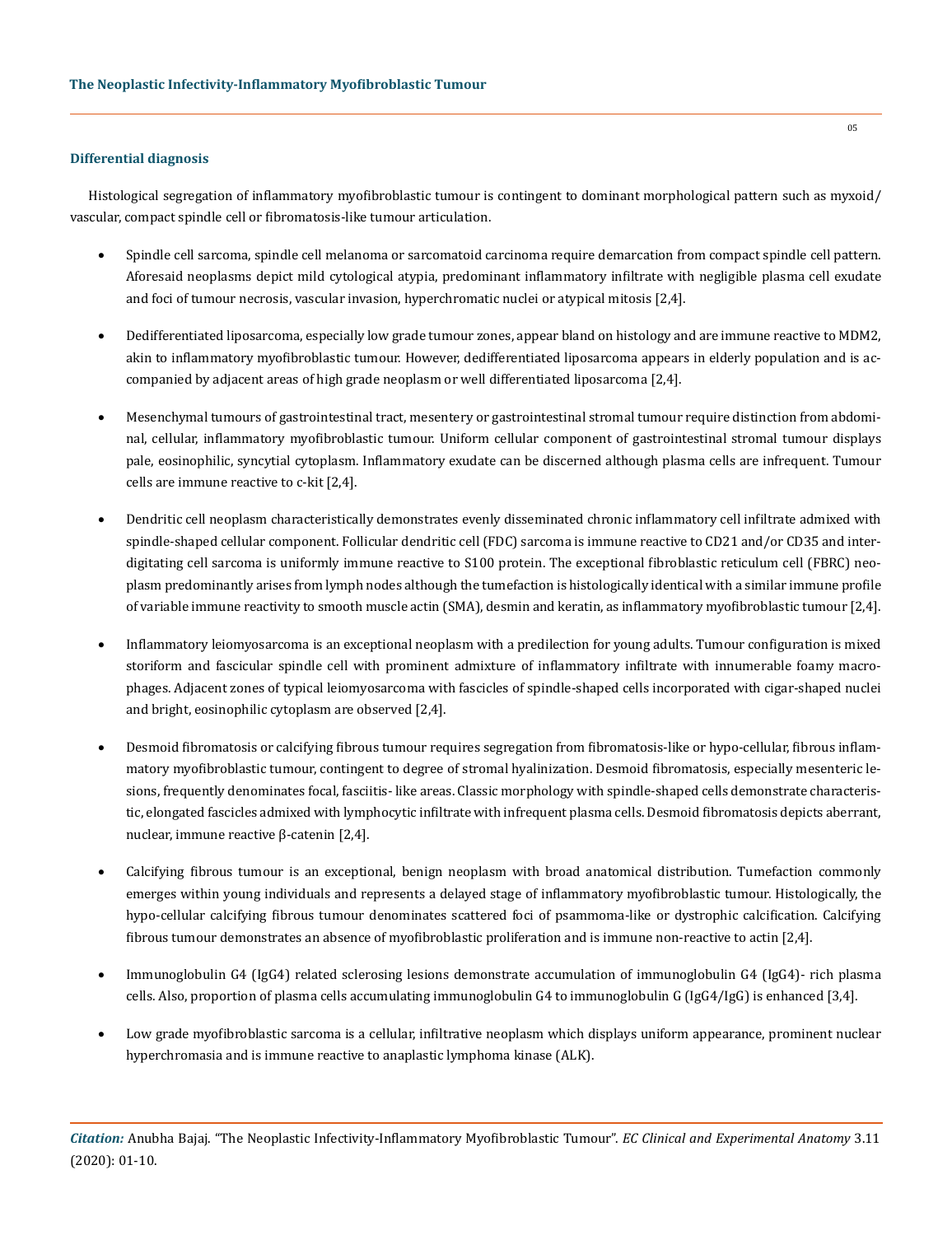## Differential diagnosis

Histological segregation of inflammatory myofibroblastic tumour is contingent to dominant morphological pattern such as myxoid/vascular, compact spindle cell or fibromatosis-like tumour articulation.

- Spindle cell sarcoma, spindle cell melanoma or sarcomatoid carcinoma require demarcation from compact spindle cell pattern. Aforesaid neoplasms depict mild cytological atypia, predominant inflammatory infiltrate with negligible plasma cell exudate and foci of tumour necrosis, vascular invasion, hyperchromatic nuclei or atypical mitosis [2,4].
- Dedifferentiated liposarcoma, especially low grade tumour zones, appear bland on histology and are immune reactive to MDM2, akin to inflammatory myofibroblastic tumour. However, dedifferentiated liposarcoma appears in elderly population and is accompanied by adjacent areas of high grade neoplasm or well differentiated liposarcoma [2,4].
- Mesenchymal tumours of gastrointestinal tract, mesentery or gastrointestinal stromal tumour require distinction from abdominal, cellular, inflammatory myofibroblastic tumour. Uniform cellular component of gastrointestinal stromal tumour displays pale, eosinophilic, syncytial cytoplasm. Inflammatory exudate can be discerned although plasma cells are infrequent. Tumour cells are immune reactive to c-kit [2,4].
- Dendritic cell neoplasm characteristically demonstrates evenly disseminated chronic inflammatory cell infiltrate admixed with spindle-shaped cellular component. Follicular dendritic cell (FDC) sarcoma is immune reactive to CD21 and/or CD35 and interdigitating cell sarcoma is uniformly immune reactive to S100 protein. The exceptional fibroblastic reticulum cell (FBRC) neoplasm predominantly arises from lymph nodes although the tumefaction is histologically identical with a similar immune profile of variable immune reactivity to smooth muscle actin (SMA), desmin and keratin, as inflammatory myofibroblastic tumour [2,4].
- Inflammatory leiomyosarcoma is an exceptional neoplasm with a predilection for young adults. Tumour configuration is mixed storiform and fascicular spindle cell with prominent admixture of inflammatory infiltrate with innumerable foamy macrophages. Adjacent zones of typical leiomyosarcoma with fascicles of spindle-shaped cells incorporated with cigar-shaped nuclei and bright, eosinophilic cytoplasm are observed [2,4].
- Desmoid fibromatosis or calcifying fibrous tumour requires segregation from fibromatosis-like or hypo-cellular, fibrous inflammatory myofibroblastic tumour, contingent to degree of stromal hyalinization. Desmoid fibromatosis, especially mesenteric lesions, frequently denominates focal, fasciitis- like areas. Classic morphology with spindle-shaped cells demonstrate characteristic, elongated fascicles admixed with lymphocytic infiltrate with infrequent plasma cells. Desmoid fibromatosis depicts aberrant, nuclear, immune reactive β-catenin [2,4].
- Calcifying fibrous tumour is an exceptional, benign neoplasm with broad anatomical distribution. Tumefaction commonly emerges within young individuals and represents a delayed stage of inflammatory myofibroblastic tumour. Histologically, the hypo-cellular calcifying fibrous tumour denominates scattered foci of psammoma-like or dystrophic calcification. Calcifying fibrous tumour demonstrates an absence of myofibroblastic proliferation and is immune non-reactive to actin [2,4].
- Immunoglobulin G4 (IgG4) related sclerosing lesions demonstrate accumulation of immunoglobulin G4 (IgG4)- rich plasma cells. Also, proportion of plasma cells accumulating immunoglobulin G4 to immunoglobulin G (IgG4/IgG) is enhanced [3,4].
- Low grade myofibroblastic sarcoma is a cellular, infiltrative neoplasm which displays uniform appearance, prominent nuclear hyperchromasia and is immune reactive to anaplastic lymphoma kinase (ALK).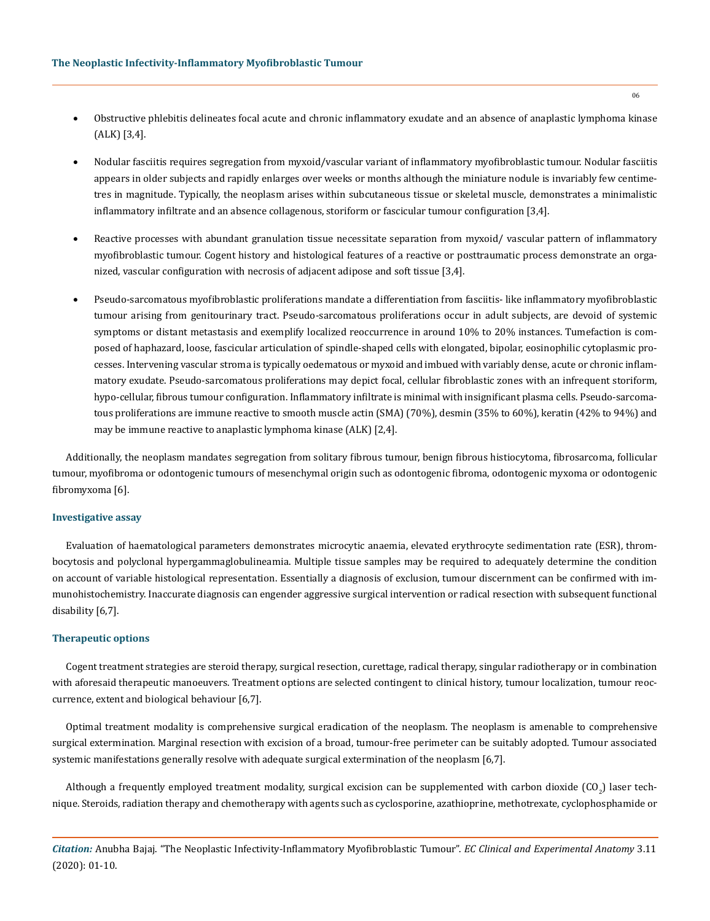- Obstructive phlebitis delineates focal acute and chronic inflammatory exudate and an absence of anaplastic lymphoma kinase (ALK) [3,4].

- Nodular fasciitis requires segregation from myxoid/vascular variant of inflammatory myofibroblastic tumour. Nodular fasciitis appears in older subjects and rapidly enlarges over weeks or months although the miniature nodule is invariably few centimetres in magnitude. Typically, the neoplasm arises within subcutaneous tissue or skeletal muscle, demonstrates a minimalistic inflammatory infiltrate and an absence collagenous, storiform or fascicular tumour configuration [3,4].

- Reactive processes with abundant granulation tissue necessitate separation from myxoid/ vascular pattern of inflammatory myofibroblastic tumour. Cogent history and histological features of a reactive or posttraumatic process demonstrate an organized, vascular configuration with necrosis of adjacent adipose and soft tissue [3,4].

- Pseudo-sarcomatous myofibroblastic proliferations mandate a differentiation from fasciitis- like inflammatory myofibroblastic tumour arising from genitourinary tract. Pseudo-sarcomatous proliferations occur in adult subjects, are devoid of systemic symptoms or distant metastasis and exemplify localized reoccurrence in around 10% to 20% instances. Tumefaction is composed of haphazard, loose, fascicular articulation of spindle-shaped cells with elongated, bipolar, eosinophilic cytoplasmic processes. Intervening vascular stroma is typically oedematous or myxoid and imbued with variably dense, acute or chronic inflammatory exudate. Pseudo-sarcomatous proliferations may depict focal, cellular fibroblastic zones with an infrequent storiform, hypo-cellular, fibrous tumour configuration. Inflammatory infiltrate is minimal with insignificant plasma cells. Pseudo-sarcomatous proliferations are immune reactive to smooth muscle actin (SMA) (70%), desmin (35% to 60%), keratin (42% to 94%) and may be immune reactive to anaplastic lymphoma kinase (ALK) [2,4].

Additionally, the neoplasm mandates segregation from solitary fibrous tumour, benign fibrous histiocytoma, fibrosarcoma, follicular tumour, myofibroma or odontogenic tumours of mesenchymal origin such as odontogenic fibroma, odontogenic myxoma or odontogenic fibromyxoma [6].

### Investigative assay

Evaluation of haematological parameters demonstrates microcytic anaemia, elevated erythrocyte sedimentation rate (ESR), thrombocytosis and polyclonal hypergammaglobulineamia. Multiple tissue samples may be required to adequately determine the condition on account of variable histological representation. Essentially a diagnosis of exclusion, tumour discernment can be confirmed with immunohistochemistry. Inaccurate diagnosis can engender aggressive surgical intervention or radical resection with subsequent functional disability [6,7].

### Therapeutic options

Cogent treatment strategies are steroid therapy, surgical resection, curettage, radical therapy, singular radiotherapy or in combination with aforesaid therapeutic manoeuvers. Treatment options are selected contingent to clinical history, tumour localization, tumour reoccurrence, extent and biological behaviour [6,7].

Optimal treatment modality is comprehensive surgical eradication of the neoplasm. The neoplasm is amenable to comprehensive surgical extermination. Marginal resection with excision of a broad, tumour-free perimeter can be suitably adopted. Tumour associated systemic manifestations generally resolve with adequate surgical extermination of the neoplasm [6,7].

Although a frequently employed treatment modality, surgical excision can be supplemented with carbon dioxide ($CO_2$) laser technique. Steroids, radiation therapy and chemotherapy with agents such as cyclosporine, azathioprine, methotrexate, cyclophosphamide or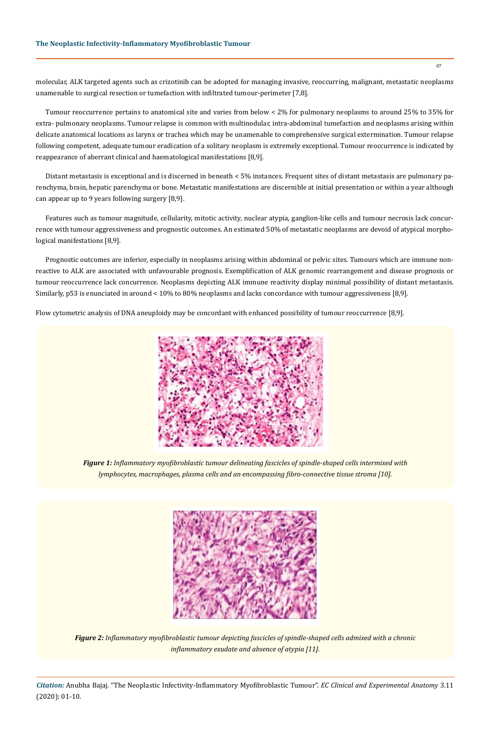molecular, ALK targeted agents such as crizotinib can be adopted for managing invasive, reoccurring, malignant, metastatic neoplasms unamenable to surgical resection or tumefaction with infiltrated tumour-perimeter [7,8].

Tumour reoccurrence pertains to anatomical site and varies from below < 2% for pulmonary neoplasms to around 25% to 35% for extra- pulmonary neoplasms. Tumour relapse is common with multinodular, intra-abdominal tumefaction and neoplasms arising within delicate anatomical locations as larynx or trachea which may be unamenable to comprehensive surgical extermination. Tumour relapse following competent, adequate tumour eradication of a solitary neoplasm is extremely exceptional. Tumour reoccurrence is indicated by reappearance of aberrant clinical and haematological manifestations [8,9].

Distant metastasis is exceptional and is discerned in beneath < 5% instances. Frequent sites of distant metastasis are pulmonary parenchyma, brain, hepatic parenchyma or bone. Metastatic manifestations are discernible at initial presentation or within a year although can appear up to 9 years following surgery [8,9].

Features such as tumour magnitude, cellularity, mitotic activity, nuclear atypia, ganglion-like cells and tumour necrosis lack concurrence with tumour aggressiveness and prognostic outcomes. An estimated 50% of metastatic neoplasms are devoid of atypical morphological manifestations [8,9].

Prognostic outcomes are inferior, especially in neoplasms arising within abdominal or pelvic sites. Tumours which are immune non-reactive to ALK are associated with unfavourable prognosis. Exemplification of ALK genomic rearrangement and disease prognosis or tumour reoccurrence lack concurrence. Neoplasms depicting ALK immune reactivity display minimal possibility of distant metastasis. Similarly, p53 is enunciated in around < 10% to 80% neoplasms and lacks concordance with tumour aggressiveness [8,9].

Flow cytometric analysis of DNA aneuploidy may be concordant with enhanced possibility of tumour reoccurrence [8,9].

***Figure 1:*** *Inflammatory myofibroblastic tumour delineating fascicles of spindle-shaped cells intermixed with lymphocytes, macrophages, plasma cells and an encompassing fibro-connective tissue stroma [10].*

***Figure 2:*** *Inflammatory myofibroblastic tumour depicting fascicles of spindle-shaped cells admixed with a chronic inflammatory exudate and absence of atypia [11].*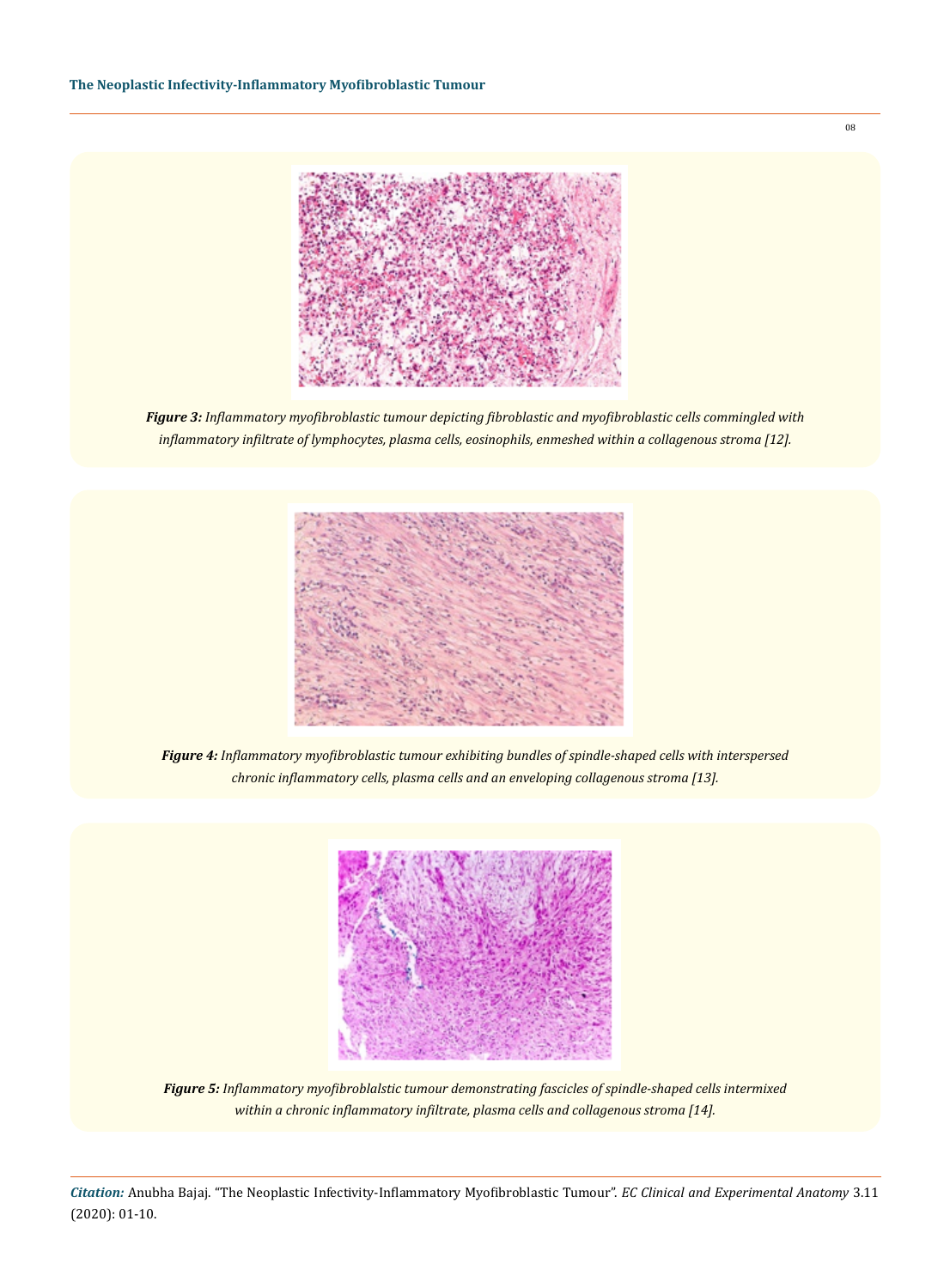***Figure 3:*** *Inflammatory myofibroblastic tumour depicting fibroblastic and myofibroblastic cells commingled with inflammatory infiltrate of lymphocytes, plasma cells, eosinophils, enmeshed within a collagenous stroma [12].*

***Figure 4:*** *Inflammatory myofibroblastic tumour exhibiting bundles of spindle-shaped cells with interspersed chronic inflammatory cells, plasma cells and an enveloping collagenous stroma [13].*

***Figure 5:*** *Inflammatory myofibroblalstic tumour demonstrating fascicles of spindle-shaped cells intermixed within a chronic inflammatory infiltrate, plasma cells and collagenous stroma [14].*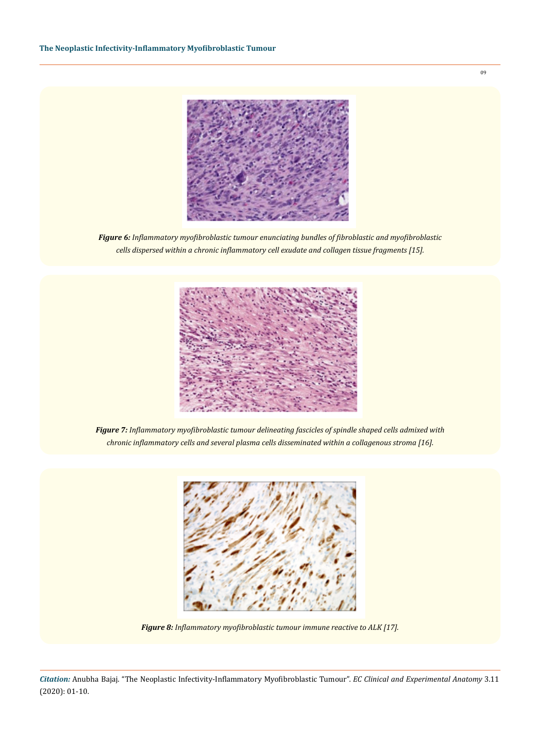***Figure 6:*** *Inflammatory myofibroblastic tumour enunciating bundles of fibroblastic and myofibroblastic cells dispersed within a chronic inflammatory cell exudate and collagen tissue fragments [15].*

***Figure 7:*** *Inflammatory myofibroblastic tumour delineating fascicles of spindle shaped cells admixed with chronic inflammatory cells and several plasma cells disseminated within a collagenous stroma [16].*

***Figure 8:*** *Inflammatory myofibroblastic tumour immune reactive to ALK [17].*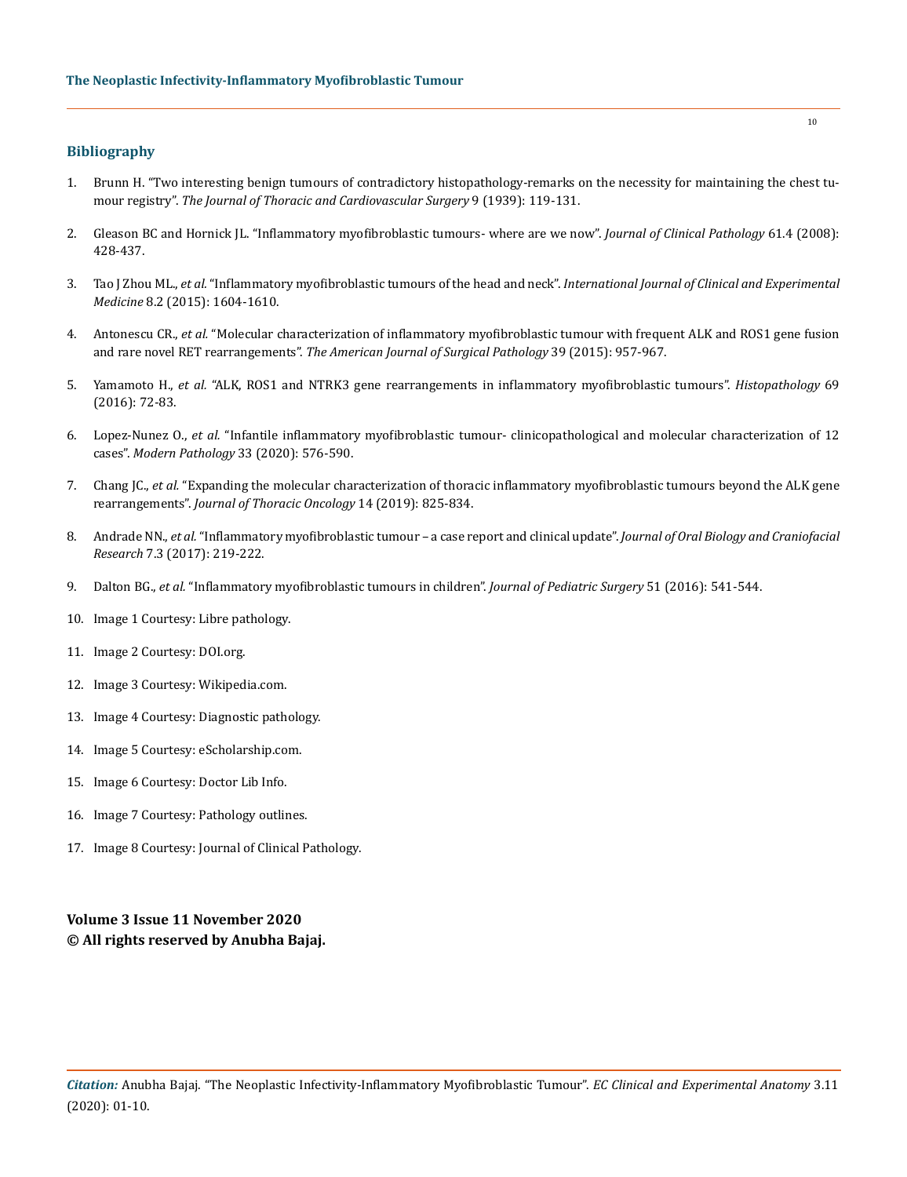## Bibliography

1. Brunn H. "Two interesting benign tumours of contradictory histopathology-remarks on the necessity for maintaining the chest tumour registry". *The Journal of Thoracic and Cardiovascular Surgery* 9 (1939): 119-131.
2. Gleason BC and Hornick JL. "Inflammatory myofibroblastic tumours- where are we now". *Journal of Clinical Pathology* 61.4 (2008): 428-437.
3. Tao J Zhou ML., *et al.* "Inflammatory myofibroblastic tumours of the head and neck". *International Journal of Clinical and Experimental Medicine* 8.2 (2015): 1604-1610.
4. Antonescu CR., *et al.* "Molecular characterization of inflammatory myofibroblastic tumour with frequent ALK and ROS1 gene fusion and rare novel RET rearrangements". *The American Journal of Surgical Pathology* 39 (2015): 957-967.
5. Yamamoto H., *et al.* "ALK, ROS1 and NTRK3 gene rearrangements in inflammatory myofibroblastic tumours". *Histopathology* 69 (2016): 72-83.
6. Lopez-Nunez O., *et al.* "Infantile inflammatory myofibroblastic tumour- clinicopathological and molecular characterization of 12 cases". *Modern Pathology* 33 (2020): 576-590.
7. Chang JC., *et al.* "Expanding the molecular characterization of thoracic inflammatory myofibroblastic tumours beyond the ALK gene rearrangements". *Journal of Thoracic Oncology* 14 (2019): 825-834.
8. Andrade NN., *et al.* "Inflammatory myofibroblastic tumour – a case report and clinical update". *Journal of Oral Biology and Craniofacial Research* 7.3 (2017): 219-222.
9. Dalton BG., *et al.* "Inflammatory myofibroblastic tumours in children". *Journal of Pediatric Surgery* 51 (2016): 541-544.
10. Image 1 Courtesy: Libre pathology.
11. Image 2 Courtesy: DOI.org.
12. Image 3 Courtesy: Wikipedia.com.
13. Image 4 Courtesy: Diagnostic pathology.
14. Image 5 Courtesy: eScholarship.com.
15. Image 6 Courtesy: Doctor Lib Info.
16. Image 7 Courtesy: Pathology outlines.
17. Image 8 Courtesy: Journal of Clinical Pathology.

**Volume 3 Issue 11 November 2020**
**© All rights reserved by Anubha Bajaj.**